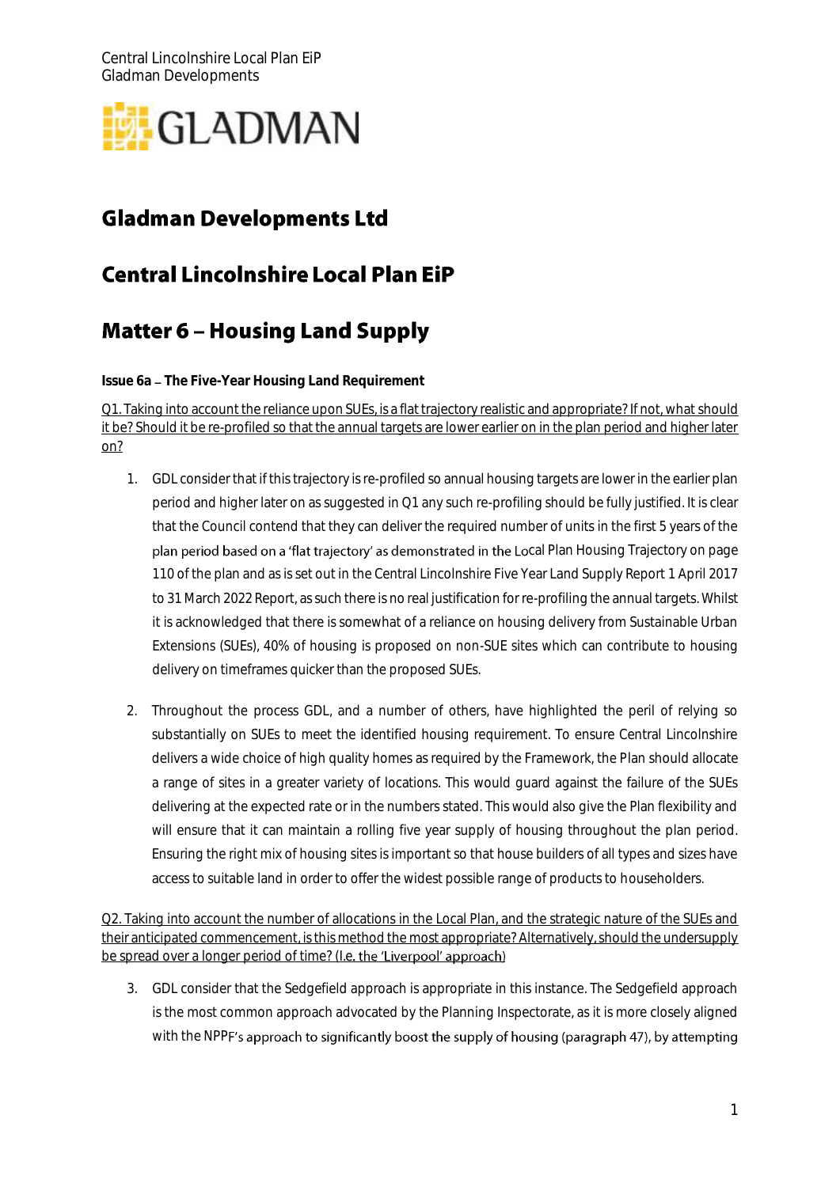# Gladman Developments Ltd

# Central Lincolnshire Local Plan EiP

# Matter 6 – Housing Land Supply

**Issue 6a – The Five-Year Housing Land Requirement**

Q1. Taking into account the reliance upon SUEs, is a flat trajectory realistic and appropriate? If not, what should it be? Should it be re-profiled so that the annual targets are lower earlier on in the plan period and higher later on?

1. GDL consider that if this trajectory is re-profiled so annual housing targets are lower in the earlier plan period and higher later on as suggested in Q1 any such re-profiling should be fully justified. It is clear that the Council contend that they can deliver the required number of units in the first 5 years of the plan period based on a 'flat trajectory' as demonstrated in the Local Plan Housing Trajectory on page 110 of the plan and as is set out in the Central Lincolnshire Five Year Land Supply Report 1 April 2017 to 31 March 2022 Report, as such there is no real justification for re-profiling the annual targets. Whilst it is acknowledged that there is somewhat of a reliance on housing delivery from Sustainable Urban Extensions (SUEs), 40% of housing is proposed on non-SUE sites which can contribute to housing delivery on timeframes quicker than the proposed SUEs.

2. Throughout the process GDL, and a number of others, have highlighted the peril of relying so substantially on SUEs to meet the identified housing requirement. To ensure Central Lincolnshire delivers a wide choice of high quality homes as required by the Framework, the Plan should allocate a range of sites in a greater variety of locations. This would guard against the failure of the SUEs delivering at the expected rate or in the numbers stated. This would also give the Plan flexibility and will ensure that it can maintain a rolling five year supply of housing throughout the plan period. Ensuring the right mix of housing sites is important so that house builders of all types and sizes have access to suitable land in order to offer the widest possible range of products to householders.

Q2. Taking into account the number of allocations in the Local Plan, and the strategic nature of the SUEs and their anticipated commencement, is this method the most appropriate? Alternatively, should the undersupply be spread over a longer period of time? (I.e. the 'Liverpool' approach)

3. GDL consider that the Sedgefield approach is appropriate in this instance. The Sedgefield approach is the most common approach advocated by the Planning Inspectorate, as it is more closely aligned with the NPPF's approach to significantly boost the supply of housing (paragraph 47), by attempting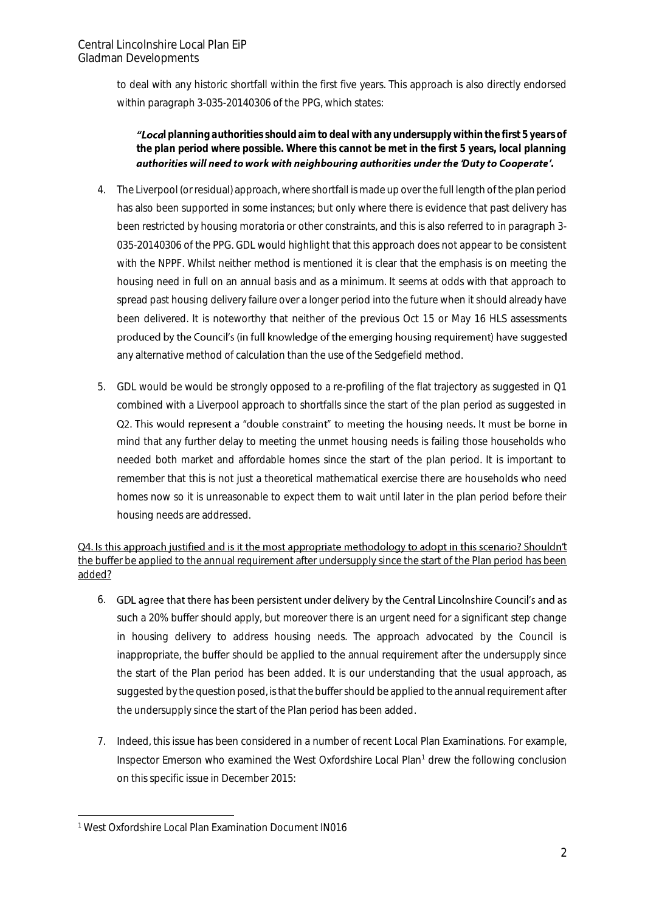to deal with any historic shortfall within the first five years. This approach is also directly endorsed within paragraph 3-035-20140306 of the PPG, which states:

> ***"Local planning authorities should aim to deal with any undersupply within the first 5 years of the plan period where possible. Where this cannot be met in the first 5 years, local planning authorities will need to work with neighbouring authorities under the 'Duty to Cooperate'.***

4. The Liverpool (or residual) approach, where shortfall is made up over the full length of the plan period has also been supported in some instances; but only where there is evidence that past delivery has been restricted by housing moratoria or other constraints, and this is also referred to in paragraph 3-035-20140306 of the PPG. GDL would highlight that this approach does not appear to be consistent with the NPPF. Whilst neither method is mentioned it is clear that the emphasis is on meeting the housing need in full on an annual basis and as a minimum. It seems at odds with that approach to spread past housing delivery failure over a longer period into the future when it should already have been delivered. It is noteworthy that neither of the previous Oct 15 or May 16 HLS assessments produced by the Council's (in full knowledge of the emerging housing requirement) have suggested any alternative method of calculation than the use of the Sedgefield method.

5. GDL would be would be strongly opposed to a re-profiling of the flat trajectory as suggested in Q1 combined with a Liverpool approach to shortfalls since the start of the plan period as suggested in Q2. This would represent a "double constraint" to meeting the housing needs. It must be borne in mind that any further delay to meeting the unmet housing needs is failing those households who needed both market and affordable homes since the start of the plan period. It is important to remember that this is not just a theoretical mathematical exercise there are households who need homes now so it is unreasonable to expect them to wait until later in the plan period before their housing needs are addressed.

<u>Q4. Is this approach justified and is it the most appropriate methodology to adopt in this scenario? Shouldn't the buffer be applied to the annual requirement after undersupply since the start of the Plan period has been added?</u>

6. GDL agree that there has been persistent under delivery by the Central Lincolnshire Council's and as such a 20% buffer should apply, but moreover there is an urgent need for a significant step change in housing delivery to address housing needs. The approach advocated by the Council is inappropriate, the buffer should be applied to the annual requirement after the undersupply since the start of the Plan period has been added. It is our understanding that the usual approach, as suggested by the question posed, is that the buffer should be applied to the annual requirement after the undersupply since the start of the Plan period has been added.

7. Indeed, this issue has been considered in a number of recent Local Plan Examinations. For example, Inspector Emerson who examined the West Oxfordshire Local Plan[1] drew the following conclusion on this specific issue in December 2015:

[1] West Oxfordshire Local Plan Examination Document IN016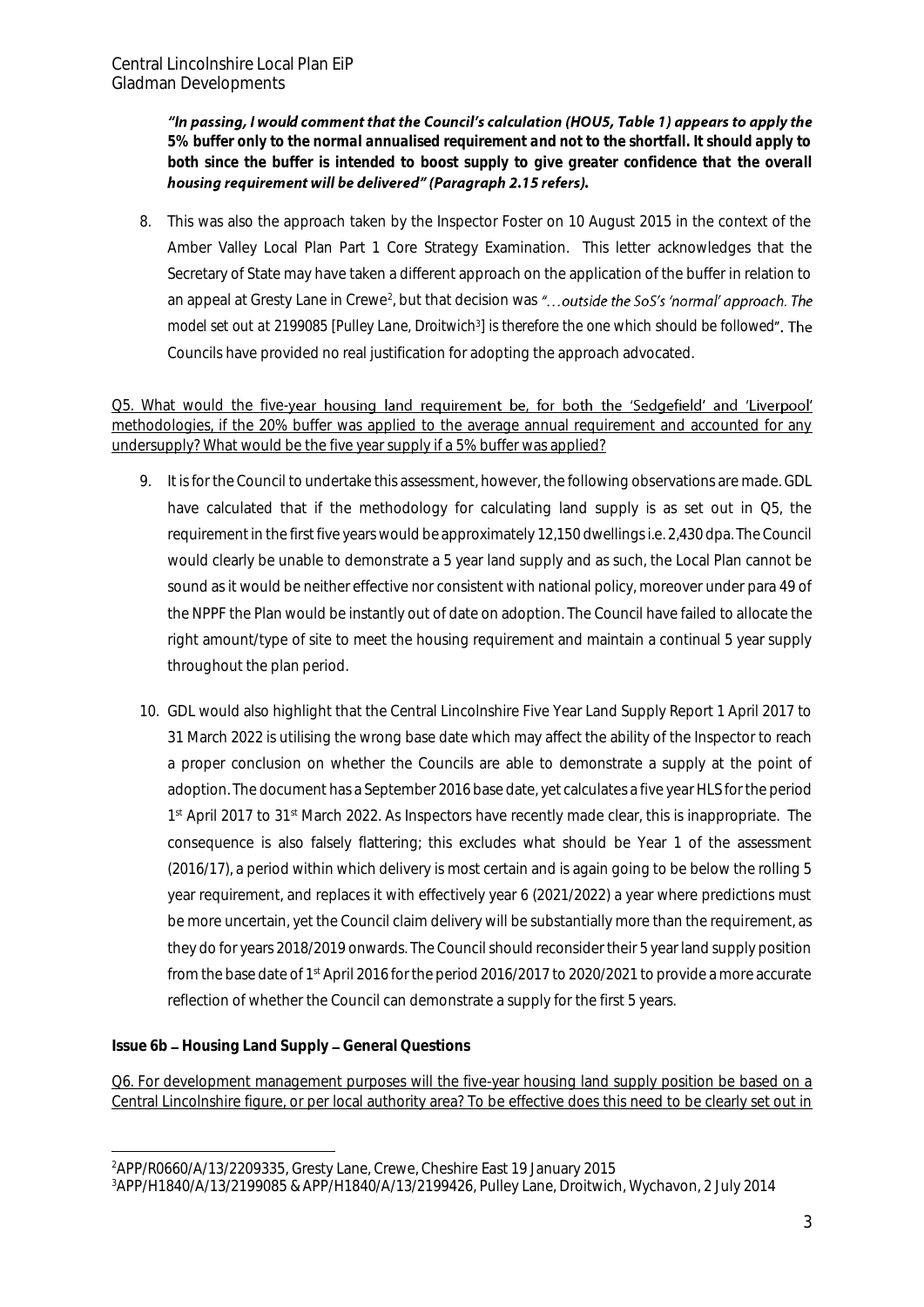***"In passing, I would comment that the Council's calculation (HOU5, Table 1) appears to apply the 5% buffer only to the normal annualised requirement and not to the shortfall. It should apply to both since the buffer is intended to boost supply to give greater confidence that the overall housing requirement will be delivered" (Paragraph 2.15 refers).***

8. This was also the approach taken by the Inspector Foster on 10 August 2015 in the context of the Amber Valley Local Plan Part 1 Core Strategy Examination. This letter acknowledges that the Secretary of State may have taken a different approach on the application of the buffer in relation to an appeal at Gresty Lane in Crewe[2], but that decision was *"…outside the SoS's 'normal' approach. The model set out at 2199085 [Pulley Lane, Droitwich[3]] is therefore the one which should be followed"*. The Councils have provided no real justification for adopting the approach advocated.

<u>Q5. What would the five-year housing land requirement be, for both the 'Sedgefield' and 'Liverpool' methodologies, if the 20% buffer was applied to the average annual requirement and accounted for any undersupply? What would be the five year supply if a 5% buffer was applied?</u>

9. It is for the Council to undertake this assessment, however, the following observations are made. GDL have calculated that if the methodology for calculating land supply is as set out in Q5, the requirement in the first five years would be approximately 12,150 dwellings i.e. 2,430 dpa. The Council would clearly be unable to demonstrate a 5 year land supply and as such, the Local Plan cannot be sound as it would be neither effective nor consistent with national policy, moreover under para 49 of the NPPF the Plan would be instantly out of date on adoption. The Council have failed to allocate the right amount/type of site to meet the housing requirement and maintain a continual 5 year supply throughout the plan period.

10. GDL would also highlight that the Central Lincolnshire Five Year Land Supply Report 1 April 2017 to 31 March 2022 is utilising the wrong base date which may affect the ability of the Inspector to reach a proper conclusion on whether the Councils are able to demonstrate a supply at the point of adoption. The document has a September 2016 base date, yet calculates a five year HLS for the period 1st April 2017 to 31st March 2022. As Inspectors have recently made clear, this is inappropriate. The consequence is also falsely flattering; this excludes what should be Year 1 of the assessment (2016/17), a period within which delivery is most certain and is again going to be below the rolling 5 year requirement, and replaces it with effectively year 6 (2021/2022) a year where predictions must be more uncertain, yet the Council claim delivery will be substantially more than the requirement, as they do for years 2018/2019 onwards. The Council should reconsider their 5 year land supply position from the base date of 1st April 2016 for the period 2016/2017 to 2020/2021 to provide a more accurate reflection of whether the Council can demonstrate a supply for the first 5 years.

**Issue 6b – Housing Land Supply – General Questions**

<u>Q6. For development management purposes will the five-year housing land supply position be based on a Central Lincolnshire figure, or per local authority area? To be effective does this need to be clearly set out in</u>

[2] APP/R0660/A/13/2209335, Gresty Lane, Crewe, Cheshire East 19 January 2015
[3] APP/H1840/A/13/2199085 & APP/H1840/A/13/2199426, Pulley Lane, Droitwich, Wychavon, 2 July 2014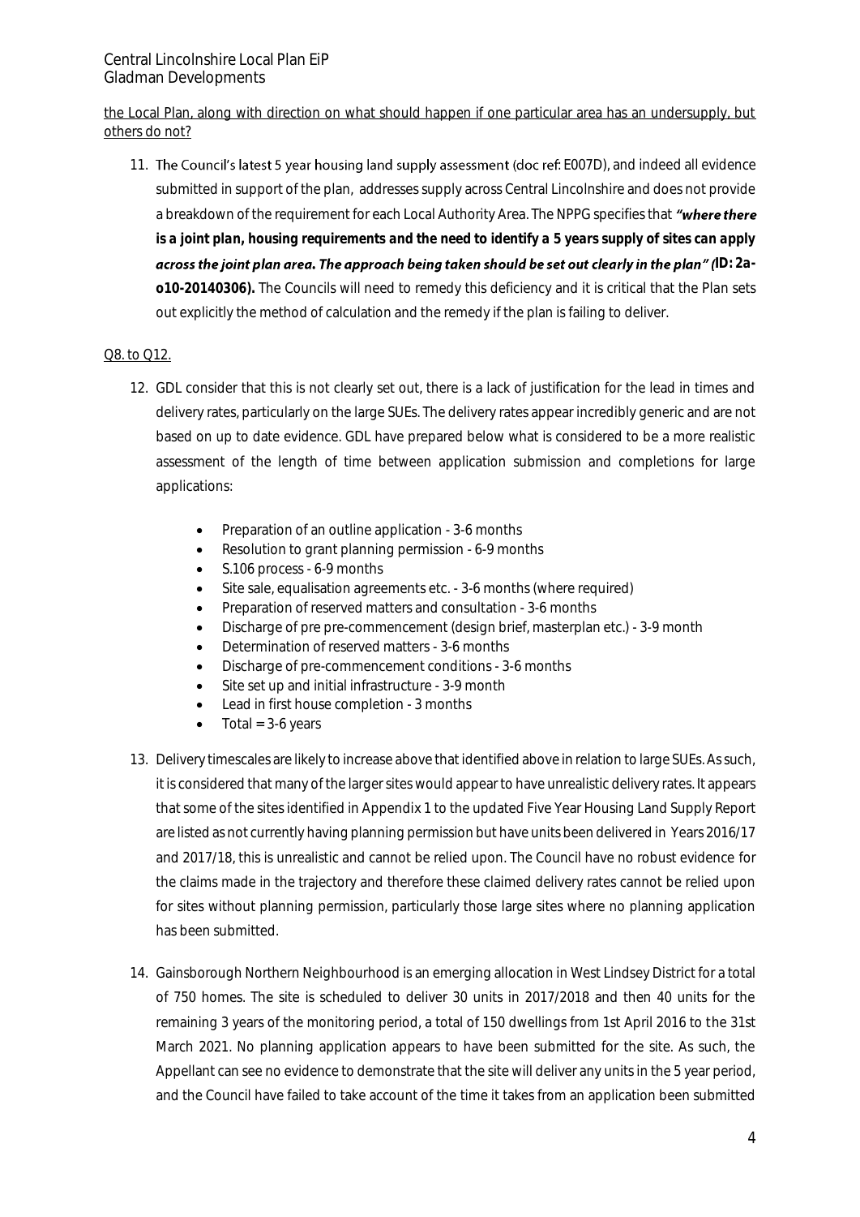<u>the Local Plan, along with direction on what should happen if one particular area has an undersupply, but others do not?</u>

11. The Council's latest 5 year housing land supply assessment (doc ref: E007D), and indeed all evidence submitted in support of the plan, addresses supply across Central Lincolnshire and does not provide a breakdown of the requirement for each Local Authority Area. The NPPG specifies that ***"where there is a joint plan, housing requirements and the need to identify a 5 years supply of sites can apply across the joint plan area. The approach being taken should be set out clearly in the plan" (*ID: 2a-o10-20140306).** The Councils will need to remedy this deficiency and it is critical that the Plan sets out explicitly the method of calculation and the remedy if the plan is failing to deliver.

<u>Q8. to Q12.</u>

12. GDL consider that this is not clearly set out, there is a lack of justification for the lead in times and delivery rates, particularly on the large SUEs. The delivery rates appear incredibly generic and are not based on up to date evidence. GDL have prepared below what is considered to be a more realistic assessment of the length of time between application submission and completions for large applications:

    - Preparation of an outline application - 3-6 months
    - Resolution to grant planning permission - 6-9 months
    - S.106 process - 6-9 months
    - Site sale, equalisation agreements etc. - 3-6 months (where required)
    - Preparation of reserved matters and consultation - 3-6 months
    - Discharge of pre pre-commencement (design brief, masterplan etc.) - 3-9 month
    - Determination of reserved matters - 3-6 months
    - Discharge of pre-commencement conditions - 3-6 months
    - Site set up and initial infrastructure - 3-9 month
    - Lead in first house completion - 3 months
    - Total = 3-6 years

13. Delivery timescales are likely to increase above that identified above in relation to large SUEs. As such, it is considered that many of the larger sites would appear to have unrealistic delivery rates. It appears that some of the sites identified in Appendix 1 to the updated Five Year Housing Land Supply Report are listed as not currently having planning permission but have units been delivered in Years 2016/17 and 2017/18, this is unrealistic and cannot be relied upon. The Council have no robust evidence for the claims made in the trajectory and therefore these claimed delivery rates cannot be relied upon for sites without planning permission, particularly those large sites where no planning application has been submitted.

14. Gainsborough Northern Neighbourhood is an emerging allocation in West Lindsey District for a total of 750 homes. The site is scheduled to deliver 30 units in 2017/2018 and then 40 units for the remaining 3 years of the monitoring period, a total of 150 dwellings from 1st April 2016 to the 31st March 2021. No planning application appears to have been submitted for the site. As such, the Appellant can see no evidence to demonstrate that the site will deliver any units in the 5 year period, and the Council have failed to take account of the time it takes from an application been submitted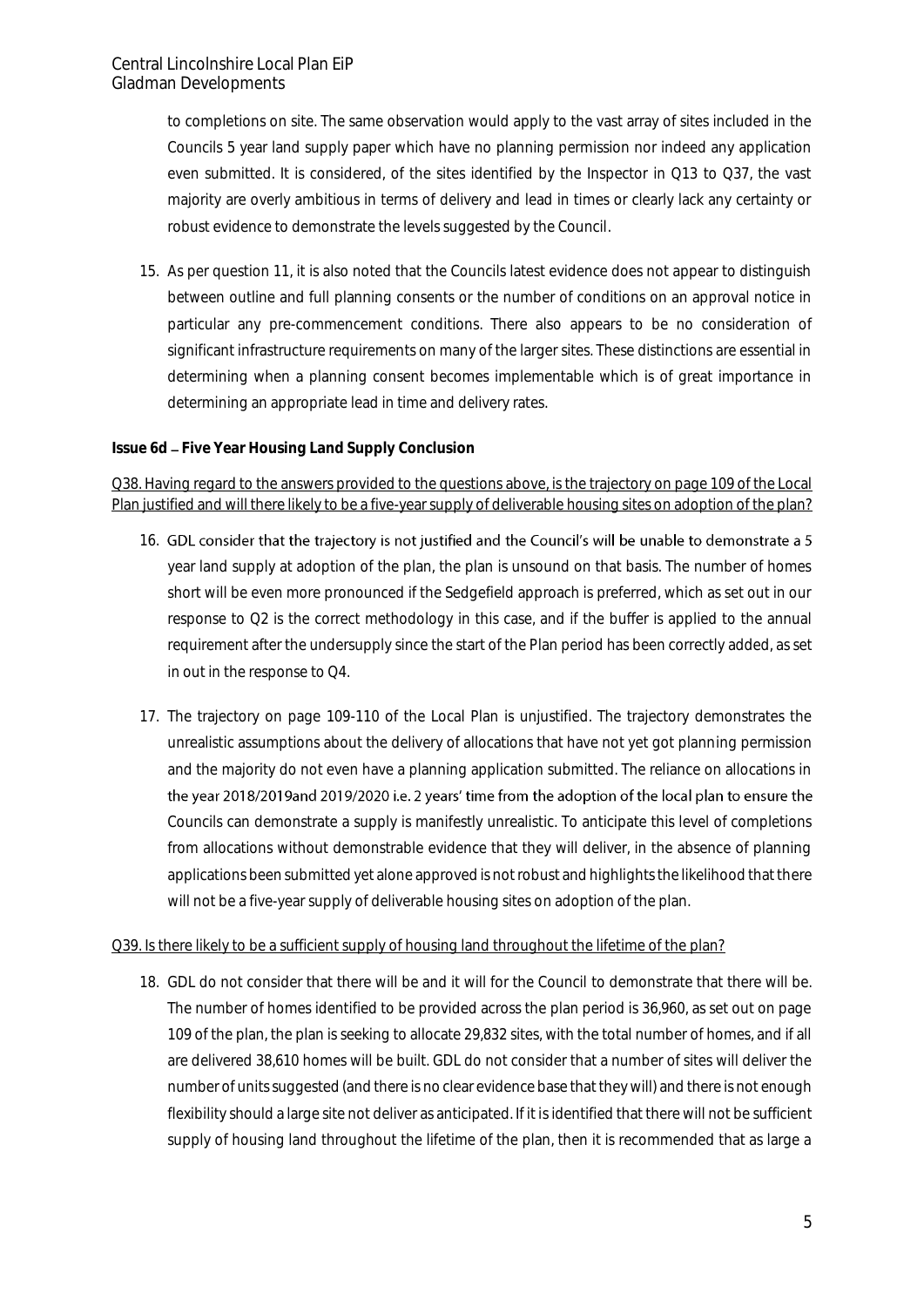to completions on site. The same observation would apply to the vast array of sites included in the Councils 5 year land supply paper which have no planning permission nor indeed any application even submitted. It is considered, of the sites identified by the Inspector in Q13 to Q37, the vast majority are overly ambitious in terms of delivery and lead in times or clearly lack any certainty or robust evidence to demonstrate the levels suggested by the Council.

15. As per question 11, it is also noted that the Councils latest evidence does not appear to distinguish between outline and full planning consents or the number of conditions on an approval notice in particular any pre-commencement conditions. There also appears to be no consideration of significant infrastructure requirements on many of the larger sites. These distinctions are essential in determining when a planning consent becomes implementable which is of great importance in determining an appropriate lead in time and delivery rates.

**Issue 6d – Five Year Housing Land Supply Conclusion**

Q38. Having regard to the answers provided to the questions above, is the trajectory on page 109 of the Local Plan justified and will there likely to be a five-year supply of deliverable housing sites on adoption of the plan?

16. GDL consider that the trajectory is not justified and the Council's will be unable to demonstrate a 5 year land supply at adoption of the plan, the plan is unsound on that basis. The number of homes short will be even more pronounced if the Sedgefield approach is preferred, which as set out in our response to Q2 is the correct methodology in this case, and if the buffer is applied to the annual requirement after the undersupply since the start of the Plan period has been correctly added, as set in out in the response to Q4.

17. The trajectory on page 109-110 of the Local Plan is unjustified. The trajectory demonstrates the unrealistic assumptions about the delivery of allocations that have not yet got planning permission and the majority do not even have a planning application submitted. The reliance on allocations in the year 2018/2019and 2019/2020 i.e. 2 years' time from the adoption of the local plan to ensure the Councils can demonstrate a supply is manifestly unrealistic. To anticipate this level of completions from allocations without demonstrable evidence that they will deliver, in the absence of planning applications been submitted yet alone approved is not robust and highlights the likelihood that there will not be a five-year supply of deliverable housing sites on adoption of the plan.

Q39. Is there likely to be a sufficient supply of housing land throughout the lifetime of the plan?

18. GDL do not consider that there will be and it will for the Council to demonstrate that there will be. The number of homes identified to be provided across the plan period is 36,960, as set out on page 109 of the plan, the plan is seeking to allocate 29,832 sites, with the total number of homes, and if all are delivered 38,610 homes will be built. GDL do not consider that a number of sites will deliver the number of units suggested (and there is no clear evidence base that they will) and there is not enough flexibility should a large site not deliver as anticipated. If it is identified that there will not be sufficient supply of housing land throughout the lifetime of the plan, then it is recommended that as large a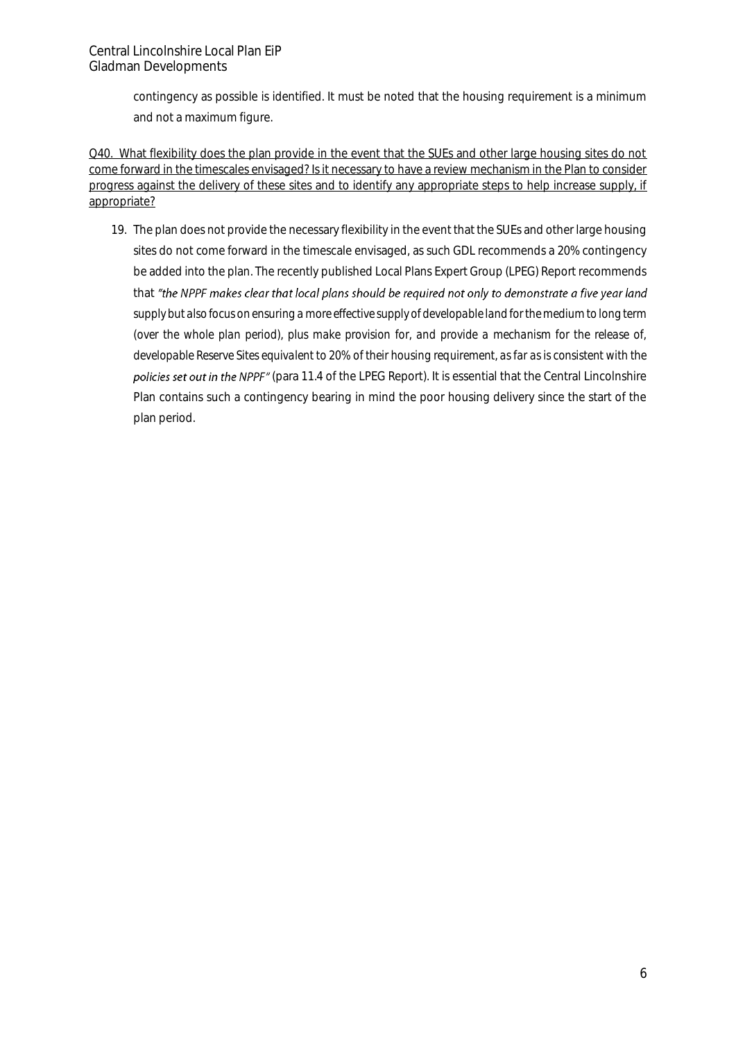contingency as possible is identified. It must be noted that the housing requirement is a minimum and not a maximum figure.

Q40. What flexibility does the plan provide in the event that the SUEs and other large housing sites do not come forward in the timescales envisaged? Is it necessary to have a review mechanism in the Plan to consider progress against the delivery of these sites and to identify any appropriate steps to help increase supply, if appropriate?

19. The plan does not provide the necessary flexibility in the event that the SUEs and other large housing sites do not come forward in the timescale envisaged, as such GDL recommends a 20% contingency be added into the plan. The recently published Local Plans Expert Group (LPEG) Report recommends that *"the NPPF makes clear that local plans should be required not only to demonstrate a five year land supply but also focus on ensuring a more effective supply of developable land for the medium to long term (over the whole plan period), plus make provision for, and provide a mechanism for the release of, developable Reserve Sites equivalent to 20% of their housing requirement, as far as is consistent with the policies set out in the NPPF"* (para 11.4 of the LPEG Report). It is essential that the Central Lincolnshire Plan contains such a contingency bearing in mind the poor housing delivery since the start of the plan period.